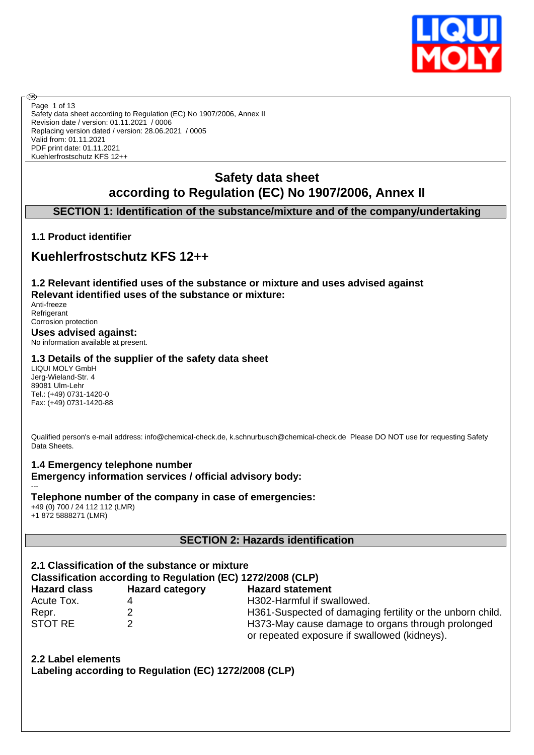Safety data sheet according to Regulation (EC) No 1907/2006, Annex II
Revision date / version: 01.11.2021 / 0006
Replacing version dated / version: 28.06.2021 / 0005
Valid from: 01.11.2021
PDF print date: 01.11.2021
Kuehlerfrostschutz KFS 12++

# Safety data sheet according to Regulation (EC) No 1907/2006, Annex II

## SECTION 1: Identification of the substance/mixture and of the company/undertaking

### 1.1 Product identifier

## Kuehlerfrostschutz KFS 12++

### 1.2 Relevant identified uses of the substance or mixture and uses advised against

**Relevant identified uses of the substance or mixture:**

Anti-freeze
Refrigerant
Corrosion protection

**Uses advised against:**

No information available at present.

### 1.3 Details of the supplier of the safety data sheet

LIQUI MOLY GmbH
Jerg-Wieland-Str. 4
89081 Ulm-Lehr
Tel.: (+49) 0731-1420-0
Fax: (+49) 0731-1420-88

Qualified person's e-mail address: info@chemical-check.de, k.schnurbusch@chemical-check.de Please DO NOT use for requesting Safety Data Sheets.

### 1.4 Emergency telephone number

**Emergency information services / official advisory body:**

---

**Telephone number of the company in case of emergencies:**

+49 (0) 700 / 24 112 112 (LMR)
+1 872 5888271 (LMR)

## SECTION 2: Hazards identification

### 2.1 Classification of the substance or mixture

**Classification according to Regulation (EC) 1272/2008 (CLP)**

| Hazard class | Hazard category | Hazard statement |
|---|---|---|
| Acute Tox. | 4 | H302-Harmful if swallowed. |
| Repr. | 2 | H361-Suspected of damaging fertility or the unborn child. |
| STOT RE | 2 | H373-May cause damage to organs through prolonged or repeated exposure if swallowed (kidneys). |

### 2.2 Label elements

**Labeling according to Regulation (EC) 1272/2008 (CLP)**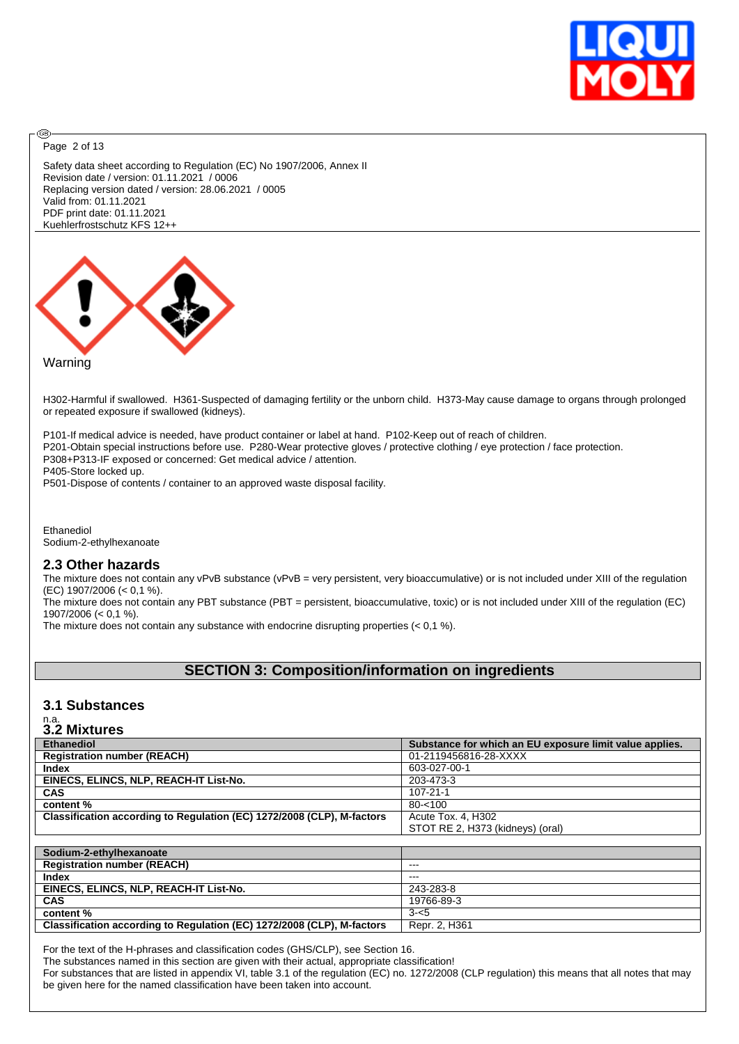Safety data sheet according to Regulation (EC) No 1907/2006, Annex II
Revision date / version: 01.11.2021 / 0006
Replacing version dated / version: 28.06.2021 / 0005
Valid from: 01.11.2021
PDF print date: 01.11.2021
Kuehlerfrostschutz KFS 12++

Warning

H302-Harmful if swallowed. H361-Suspected of damaging fertility or the unborn child. H373-May cause damage to organs through prolonged or repeated exposure if swallowed (kidneys).

P101-If medical advice is needed, have product container or label at hand. P102-Keep out of reach of children.
P201-Obtain special instructions before use. P280-Wear protective gloves / protective clothing / eye protection / face protection.
P308+P313-IF exposed or concerned: Get medical advice / attention.
P405-Store locked up.
P501-Dispose of contents / container to an approved waste disposal facility.

Ethanediol
Sodium-2-ethylhexanoate

## 2.3 Other hazards

The mixture does not contain any vPvB substance (vPvB = very persistent, very bioaccumulative) or is not included under XIII of the regulation (EC) 1907/2006 (< 0,1 %).
The mixture does not contain any PBT substance (PBT = persistent, bioaccumulative, toxic) or is not included under XIII of the regulation (EC) 1907/2006 (< 0,1 %).
The mixture does not contain any substance with endocrine disrupting properties (< 0,1 %).

# SECTION 3: Composition/information on ingredients

## 3.1 Substances

n.a.

## 3.2 Mixtures

| Ethanediol | Substance for which an EU exposure limit value applies. |
|---|---|
| Registration number (REACH) | 01-2119456816-28-XXXX |
| Index | 603-027-00-1 |
| EINECS, ELINCS, NLP, REACH-IT List-No. | 203-473-3 |
| CAS | 107-21-1 |
| content % | 80-<100 |
| Classification according to Regulation (EC) 1272/2008 (CLP), M-factors | Acute Tox. 4, H302<br>STOT RE 2, H373 (kidneys) (oral) |

| Sodium-2-ethylhexanoate | |
|---|---|
| Registration number (REACH) | --- |
| Index | --- |
| EINECS, ELINCS, NLP, REACH-IT List-No. | 243-283-8 |
| CAS | 19766-89-3 |
| content % | 3-<5 |
| Classification according to Regulation (EC) 1272/2008 (CLP), M-factors | Repr. 2, H361 |

For the text of the H-phrases and classification codes (GHS/CLP), see Section 16.
The substances named in this section are given with their actual, appropriate classification!
For substances that are listed in appendix VI, table 3.1 of the regulation (EC) no. 1272/2008 (CLP regulation) this means that all notes that may be given here for the named classification have been taken into account.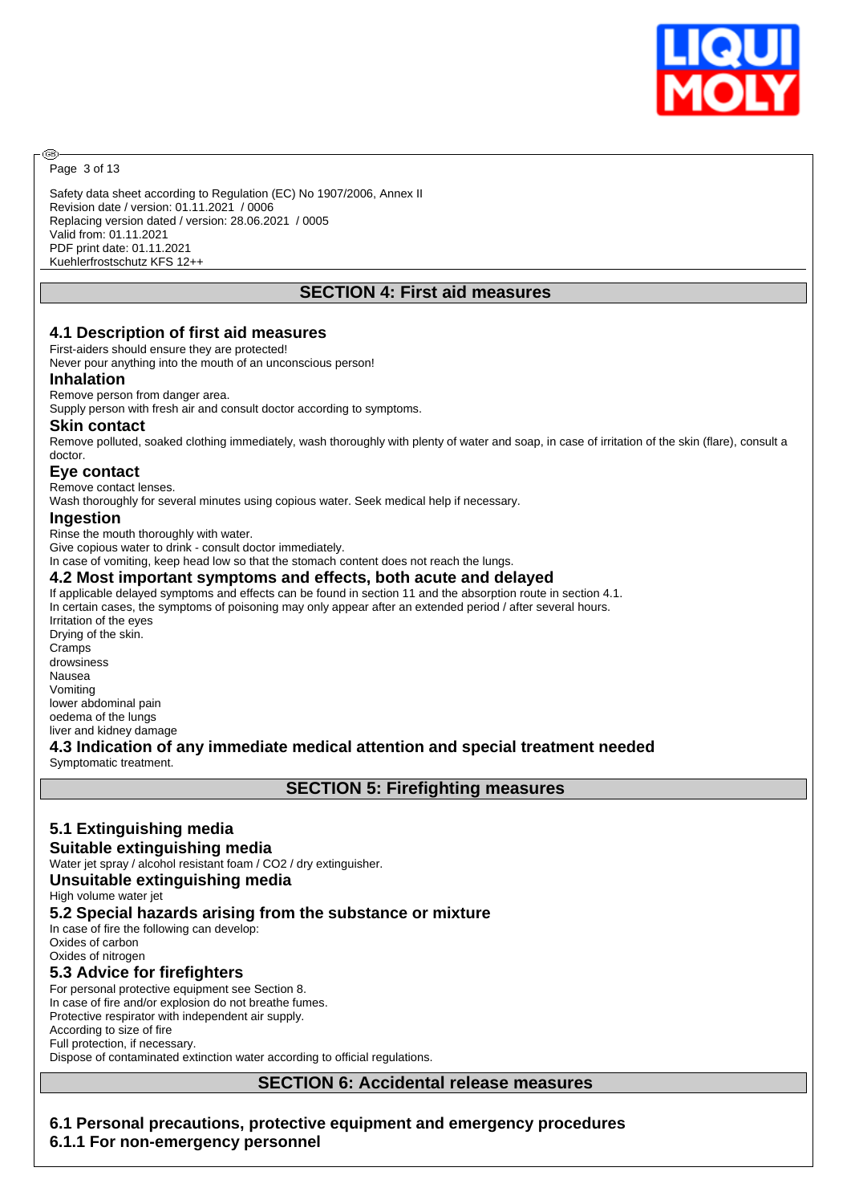Safety data sheet according to Regulation (EC) No 1907/2006, Annex II
Revision date / version: 01.11.2021 / 0006
Replacing version dated / version: 28.06.2021 / 0005
Valid from: 01.11.2021
PDF print date: 01.11.2021
Kuehlerfrostschutz KFS 12++

## SECTION 4: First aid measures

### 4.1 Description of first aid measures

First-aiders should ensure they are protected!
Never pour anything into the mouth of an unconscious person!

#### Inhalation

Remove person from danger area.
Supply person with fresh air and consult doctor according to symptoms.

#### Skin contact

Remove polluted, soaked clothing immediately, wash thoroughly with plenty of water and soap, in case of irritation of the skin (flare), consult a doctor.

#### Eye contact

Remove contact lenses.
Wash thoroughly for several minutes using copious water. Seek medical help if necessary.

#### Ingestion

Rinse the mouth thoroughly with water.
Give copious water to drink - consult doctor immediately.
In case of vomiting, keep head low so that the stomach content does not reach the lungs.

### 4.2 Most important symptoms and effects, both acute and delayed

If applicable delayed symptoms and effects can be found in section 11 and the absorption route in section 4.1.
In certain cases, the symptoms of poisoning may only appear after an extended period / after several hours.
Irritation of the eyes
Drying of the skin.
Cramps
drowsiness
Nausea
Vomiting
lower abdominal pain
oedema of the lungs
liver and kidney damage

### 4.3 Indication of any immediate medical attention and special treatment needed

Symptomatic treatment.

## SECTION 5: Firefighting measures

### 5.1 Extinguishing media

#### Suitable extinguishing media

Water jet spray / alcohol resistant foam / CO2 / dry extinguisher.

#### Unsuitable extinguishing media

High volume water jet

### 5.2 Special hazards arising from the substance or mixture

In case of fire the following can develop:
Oxides of carbon
Oxides of nitrogen

### 5.3 Advice for firefighters

For personal protective equipment see Section 8.
In case of fire and/or explosion do not breathe fumes.
Protective respirator with independent air supply.
According to size of fire
Full protection, if necessary.
Dispose of contaminated extinction water according to official regulations.

## SECTION 6: Accidental release measures

### 6.1 Personal precautions, protective equipment and emergency procedures

#### 6.1.1 For non-emergency personnel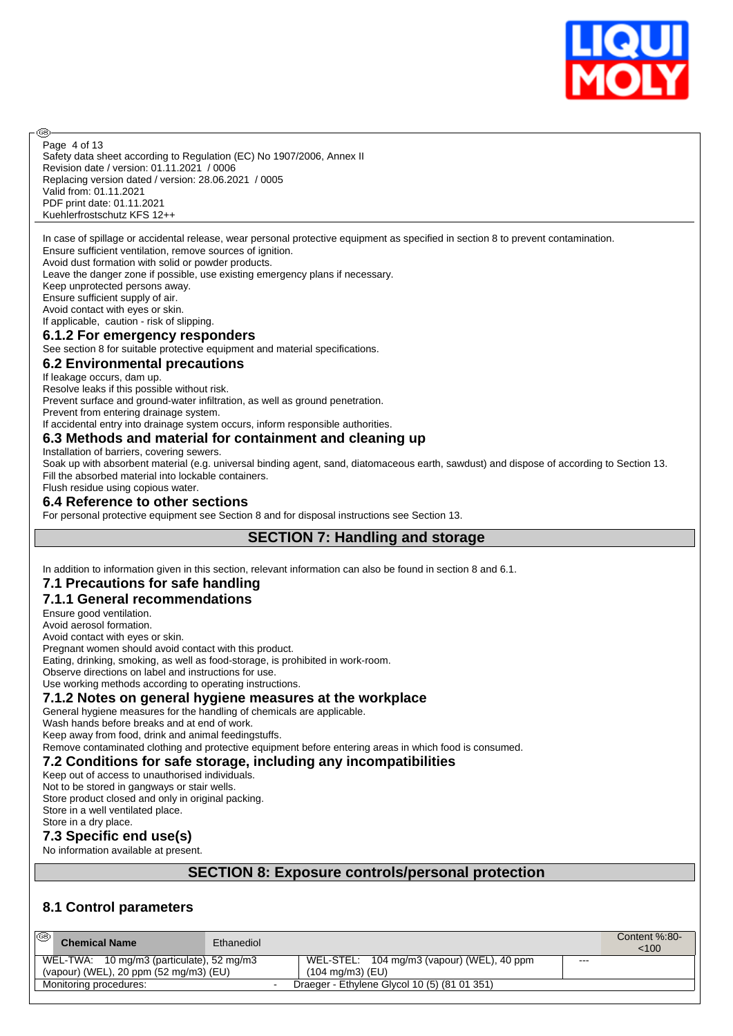In case of spillage or accidental release, wear personal protective equipment as specified in section 8 to prevent contamination.
Ensure sufficient ventilation, remove sources of ignition.
Avoid dust formation with solid or powder products.
Leave the danger zone if possible, use existing emergency plans if necessary.
Keep unprotected persons away.
Ensure sufficient supply of air.
Avoid contact with eyes or skin.
If applicable, caution - risk of slipping.

### 6.1.2 For emergency responders

See section 8 for suitable protective equipment and material specifications.

### 6.2 Environmental precautions

If leakage occurs, dam up.
Resolve leaks if this possible without risk.
Prevent surface and ground-water infiltration, as well as ground penetration.
Prevent from entering drainage system.
If accidental entry into drainage system occurs, inform responsible authorities.

### 6.3 Methods and material for containment and cleaning up

Installation of barriers, covering sewers.
Soak up with absorbent material (e.g. universal binding agent, sand, diatomaceous earth, sawdust) and dispose of according to Section 13.
Fill the absorbed material into lockable containers.
Flush residue using copious water.

### 6.4 Reference to other sections

For personal protective equipment see Section 8 and for disposal instructions see Section 13.

## SECTION 7: Handling and storage

In addition to information given in this section, relevant information can also be found in section 8 and 6.1.

### 7.1 Precautions for safe handling

### 7.1.1 General recommendations

Ensure good ventilation.
Avoid aerosol formation.
Avoid contact with eyes or skin.
Pregnant women should avoid contact with this product.
Eating, drinking, smoking, as well as food-storage, is prohibited in work-room.
Observe directions on label and instructions for use.
Use working methods according to operating instructions.

### 7.1.2 Notes on general hygiene measures at the workplace

General hygiene measures for the handling of chemicals are applicable.
Wash hands before breaks and at end of work.
Keep away from food, drink and animal feedingstuffs.
Remove contaminated clothing and protective equipment before entering areas in which food is consumed.

### 7.2 Conditions for safe storage, including any incompatibilities

Keep out of access to unauthorised individuals.
Not to be stored in gangways or stair wells.
Store product closed and only in original packing.
Store in a well ventilated place.
Store in a dry place.

### 7.3 Specific end use(s)

No information available at present.

## SECTION 8: Exposure controls/personal protection

### 8.1 Control parameters

| Chemical Name | Ethanediol | | Content %:80-<100 |
|---|---|---|---|
| WEL-TWA: 10 mg/m3 (particulate), 52 mg/m3 (vapour) (WEL), 20 ppm (52 mg/m3) (EU) | WEL-STEL: 104 mg/m3 (vapour) (WEL), 40 ppm (104 mg/m3) (EU) | --- | |
| Monitoring procedures: | - Draeger - Ethylene Glycol 10 (5) (81 01 351) | | |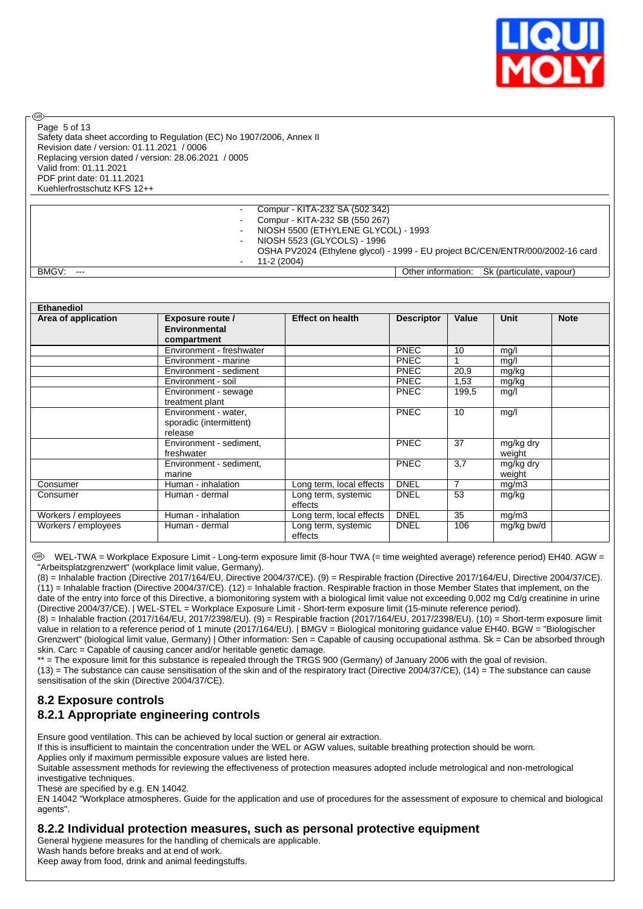| | - Compur - KITA-232 SA (502 342)<br>- Compur - KITA-232 SB (550 267)<br>- NIOSH 5500 (ETHYLENE GLYCOL) - 1993<br>- NIOSH 5523 (GLYCOLS) - 1996<br>- OSHA PV2024 (Ethylene glycol) - 1999 - EU project BC/CEN/ENTR/000/2002-16 card 11-2 (2004) |
|---|---|
| BMGV: --- | Other information: Sk (particulate, vapour) |

| Ethanediol | | | | | | |
|---|---|---|---|---|---|---|
| **Area of application** | **Exposure route / Environmental compartment** | **Effect on health** | **Descriptor** | **Value** | **Unit** | **Note** |
| | Environment - freshwater | | PNEC | 10 | mg/l | |
| | Environment - marine | | PNEC | 1 | mg/l | |
| | Environment - sediment | | PNEC | 20,9 | mg/kg | |
| | Environment - soil | | PNEC | 1,53 | mg/kg | |
| | Environment - sewage treatment plant | | PNEC | 199,5 | mg/l | |
| | Environment - water, sporadic (intermittent) release | | PNEC | 10 | mg/l | |
| | Environment - sediment, freshwater | | PNEC | 37 | mg/kg dry weight | |
| | Environment - sediment, marine | | PNEC | 3,7 | mg/kg dry weight | |
| Consumer | Human - inhalation | Long term, local effects | DNEL | 7 | mg/m3 | |
| Consumer | Human - dermal | Long term, systemic effects | DNEL | 53 | mg/kg | |
| Workers / employees | Human - inhalation | Long term, local effects | DNEL | 35 | mg/m3 | |
| Workers / employees | Human - dermal | Long term, systemic effects | DNEL | 106 | mg/kg bw/d | |

WEL-TWA = Workplace Exposure Limit - Long-term exposure limit (8-hour TWA (= time weighted average) reference period) EH40. AGW = "Arbeitsplatzgrenzwert" (workplace limit value, Germany).
(8) = Inhalable fraction (Directive 2017/164/EU, Directive 2004/37/CE). (9) = Respirable fraction (Directive 2017/164/EU, Directive 2004/37/CE). (11) = Inhalable fraction (Directive 2004/37/CE). (12) = Inhalable fraction. Respirable fraction in those Member States that implement, on the date of the entry into force of this Directive, a biomonitoring system with a biological limit value not exceeding 0,002 mg Cd/g creatinine in urine (Directive 2004/37/CE). | WEL-STEL = Workplace Exposure Limit - Short-term exposure limit (15-minute reference period).
(8) = Inhalable fraction (2017/164/EU, 2017/2398/EU). (9) = Respirable fraction (2017/164/EU, 2017/2398/EU). (10) = Short-term exposure limit value in relation to a reference period of 1 minute (2017/164/EU). | BMGV = Biological monitoring guidance value EH40. BGW = "Biologischer Grenzwert" (biological limit value, Germany) | Other information: Sen = Capable of causing occupational asthma. Sk = Can be absorbed through skin. Carc = Capable of causing cancer and/or heritable genetic damage.
** = The exposure limit for this substance is repealed through the TRGS 900 (Germany) of January 2006 with the goal of revision.
(13) = The substance can cause sensitisation of the skin and of the respiratory tract (Directive 2004/37/CE), (14) = The substance can cause sensitisation of the skin (Directive 2004/37/CE).

## 8.2 Exposure controls

## 8.2.1 Appropriate engineering controls

Ensure good ventilation. This can be achieved by local suction or general air extraction.
If this is insufficient to maintain the concentration under the WEL or AGW values, suitable breathing protection should be worn.
Applies only if maximum permissible exposure values are listed here.
Suitable assessment methods for reviewing the effectiveness of protection measures adopted include metrological and non-metrological investigative techniques.
These are specified by e.g. EN 14042.
EN 14042 "Workplace atmospheres. Guide for the application and use of procedures for the assessment of exposure to chemical and biological agents".

## 8.2.2 Individual protection measures, such as personal protective equipment

General hygiene measures for the handling of chemicals are applicable.
Wash hands before breaks and at end of work.
Keep away from food, drink and animal feedingstuffs.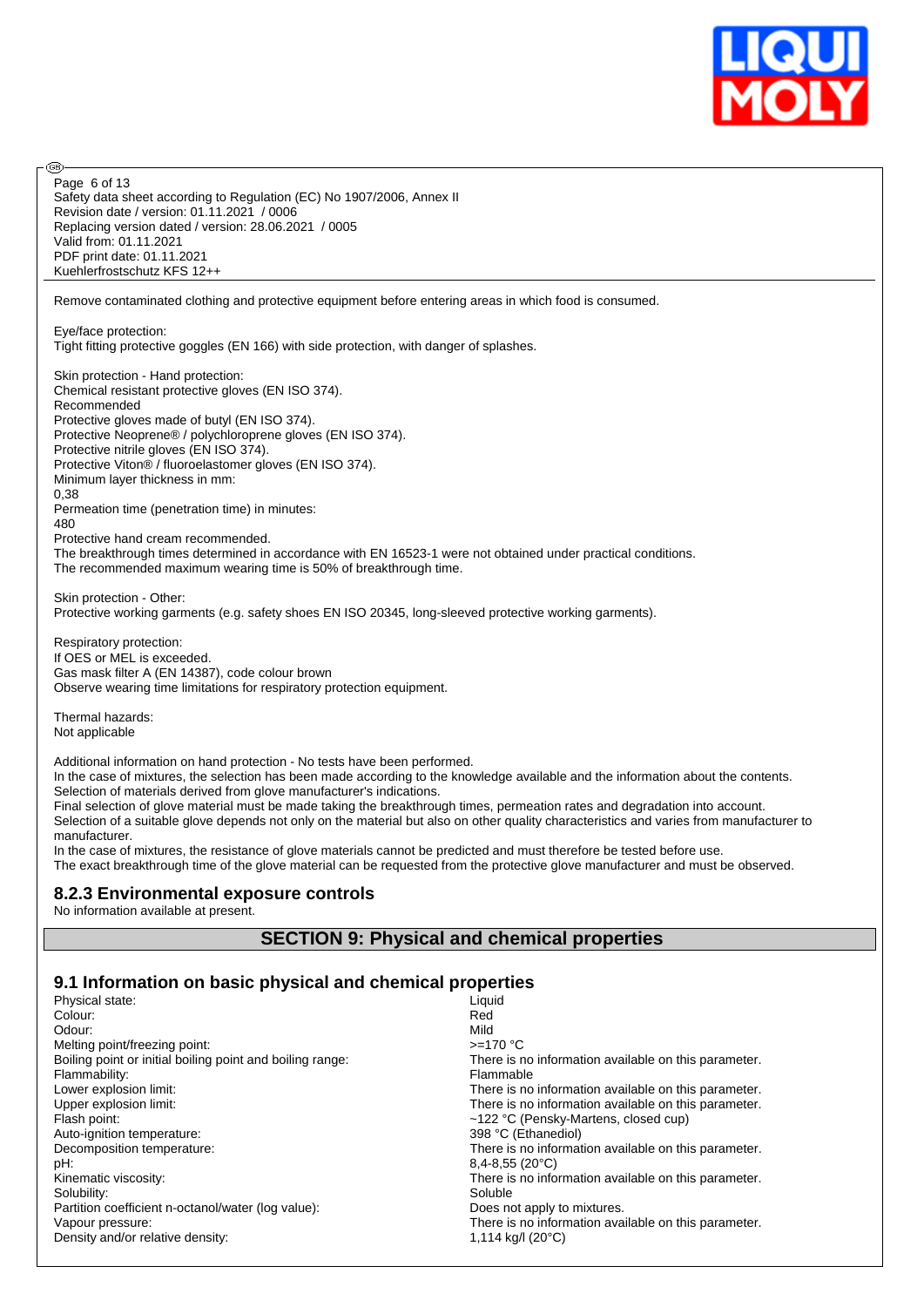Remove contaminated clothing and protective equipment before entering areas in which food is consumed.

Eye/face protection:
Tight fitting protective goggles (EN 166) with side protection, with danger of splashes.

Skin protection - Hand protection:
Chemical resistant protective gloves (EN ISO 374).
Recommended
Protective gloves made of butyl (EN ISO 374).
Protective Neoprene® / polychloroprene gloves (EN ISO 374).
Protective nitrile gloves (EN ISO 374).
Protective Viton® / fluoroelastomer gloves (EN ISO 374).
Minimum layer thickness in mm:
0,38
Permeation time (penetration time) in minutes:
480
Protective hand cream recommended.
The breakthrough times determined in accordance with EN 16523-1 were not obtained under practical conditions.
The recommended maximum wearing time is 50% of breakthrough time.

Skin protection - Other:
Protective working garments (e.g. safety shoes EN ISO 20345, long-sleeved protective working garments).

Respiratory protection:
If OES or MEL is exceeded.
Gas mask filter A (EN 14387), code colour brown
Observe wearing time limitations for respiratory protection equipment.

Thermal hazards:
Not applicable

Additional information on hand protection - No tests have been performed.
In the case of mixtures, the selection has been made according to the knowledge available and the information about the contents.
Selection of materials derived from glove manufacturer's indications.
Final selection of glove material must be made taking the breakthrough times, permeation rates and degradation into account.
Selection of a suitable glove depends not only on the material but also on other quality characteristics and varies from manufacturer to manufacturer.
In the case of mixtures, the resistance of glove materials cannot be predicted and must therefore be tested before use.
The exact breakthrough time of the glove material can be requested from the protective glove manufacturer and must be observed.

### 8.2.3 Environmental exposure controls

No information available at present.

## SECTION 9: Physical and chemical properties

### 9.1 Information on basic physical and chemical properties

| | |
|---|---|
| Physical state: | Liquid |
| Colour: | Red |
| Odour: | Mild |
| Melting point/freezing point: | >=170 °C |
| Boiling point or initial boiling point and boiling range: | There is no information available on this parameter. |
| Flammability: | Flammable |
| Lower explosion limit: | There is no information available on this parameter. |
| Upper explosion limit: | There is no information available on this parameter. |
| Flash point: | ~122 °C (Pensky-Martens, closed cup) |
| Auto-ignition temperature: | 398 °C (Ethanediol) |
| Decomposition temperature: | There is no information available on this parameter. |
| pH: | 8,4-8,55 (20°C) |
| Kinematic viscosity: | There is no information available on this parameter. |
| Solubility: | Soluble |
| Partition coefficient n-octanol/water (log value): | Does not apply to mixtures. |
| Vapour pressure: | There is no information available on this parameter. |
| Density and/or relative density: | 1,114 kg/l (20°C) |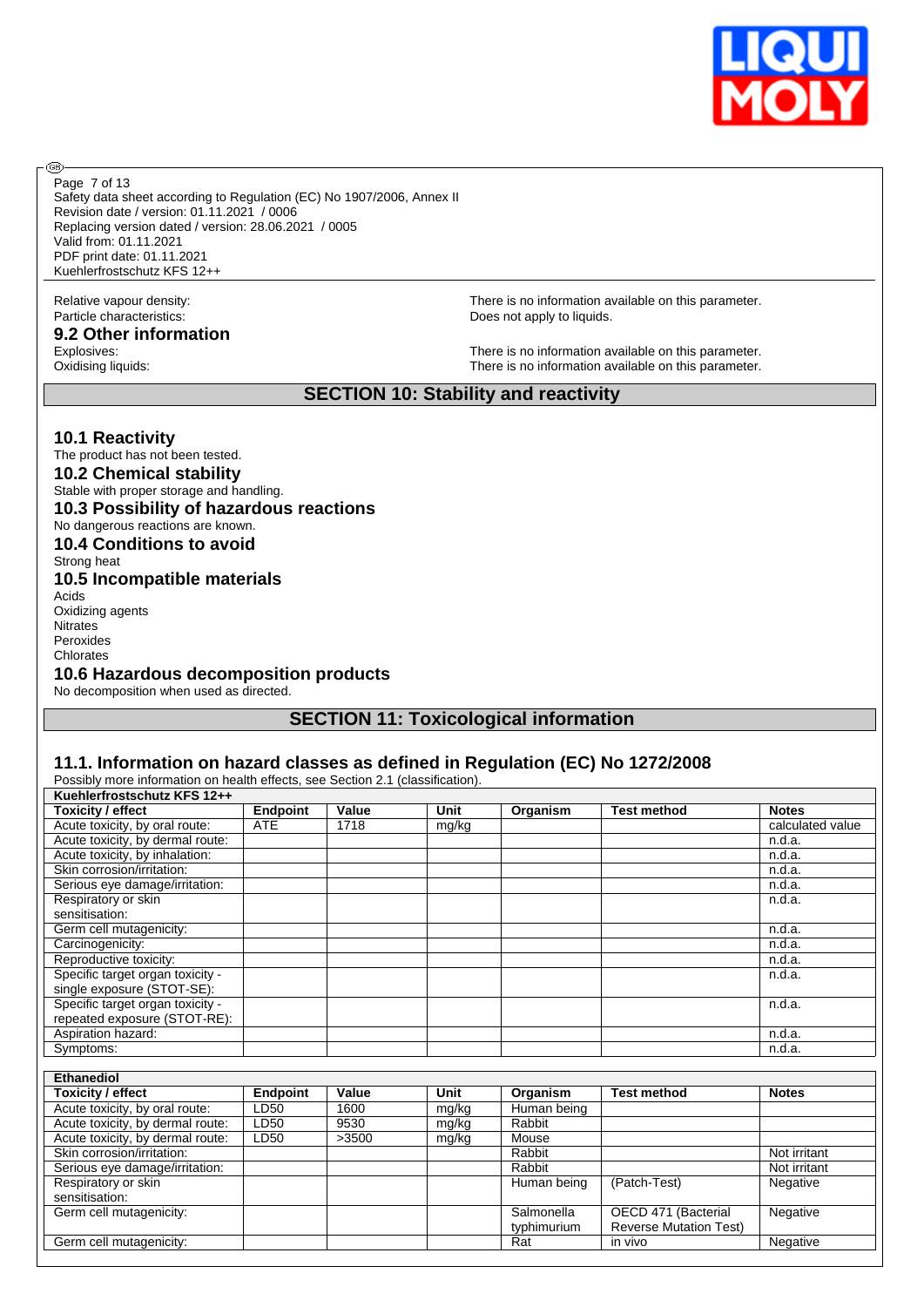Relative vapour density: There is no information available on this parameter.
Particle characteristics: Does not apply to liquids.

## 9.2 Other information

Explosives: There is no information available on this parameter.
Oxidising liquids: There is no information available on this parameter.

# SECTION 10: Stability and reactivity

## 10.1 Reactivity

The product has not been tested.

## 10.2 Chemical stability

Stable with proper storage and handling.

## 10.3 Possibility of hazardous reactions

No dangerous reactions are known.

## 10.4 Conditions to avoid

Strong heat

## 10.5 Incompatible materials

Acids
Oxidizing agents
Nitrates
Peroxides
Chlorates

## 10.6 Hazardous decomposition products

No decomposition when used as directed.

# SECTION 11: Toxicological information

## 11.1. Information on hazard classes as defined in Regulation (EC) No 1272/2008

Possibly more information on health effects, see Section 2.1 (classification).

| Kuehlerfrostschutz KFS 12++ | | | | | | |
|---|---|---|---|---|---|---|
| **Toxicity / effect** | **Endpoint** | **Value** | **Unit** | **Organism** | **Test method** | **Notes** |
| Acute toxicity, by oral route: | ATE | 1718 | mg/kg | | | calculated value |
| Acute toxicity, by dermal route: | | | | | | n.d.a. |
| Acute toxicity, by inhalation: | | | | | | n.d.a. |
| Skin corrosion/irritation: | | | | | | n.d.a. |
| Serious eye damage/irritation: | | | | | | n.d.a. |
| Respiratory or skin sensitisation: | | | | | | n.d.a. |
| Germ cell mutagenicity: | | | | | | n.d.a. |
| Carcinogenicity: | | | | | | n.d.a. |
| Reproductive toxicity: | | | | | | n.d.a. |
| Specific target organ toxicity - single exposure (STOT-SE): | | | | | | n.d.a. |
| Specific target organ toxicity - repeated exposure (STOT-RE): | | | | | | n.d.a. |
| Aspiration hazard: | | | | | | n.d.a. |
| Symptoms: | | | | | | n.d.a. |

| Ethanediol | | | | | | |
|---|---|---|---|---|---|---|
| **Toxicity / effect** | **Endpoint** | **Value** | **Unit** | **Organism** | **Test method** | **Notes** |
| Acute toxicity, by oral route: | LD50 | 1600 | mg/kg | Human being | | |
| Acute toxicity, by dermal route: | LD50 | 9530 | mg/kg | Rabbit | | |
| Acute toxicity, by dermal route: | LD50 | >3500 | mg/kg | Mouse | | |
| Skin corrosion/irritation: | | | | Rabbit | | Not irritant |
| Serious eye damage/irritation: | | | | Rabbit | | Not irritant |
| Respiratory or skin sensitisation: | | | | Human being | (Patch-Test) | Negative |
| Germ cell mutagenicity: | | | | Salmonella typhimurium | OECD 471 (Bacterial Reverse Mutation Test) | Negative |
| Germ cell mutagenicity: | | | | Rat | in vivo | Negative |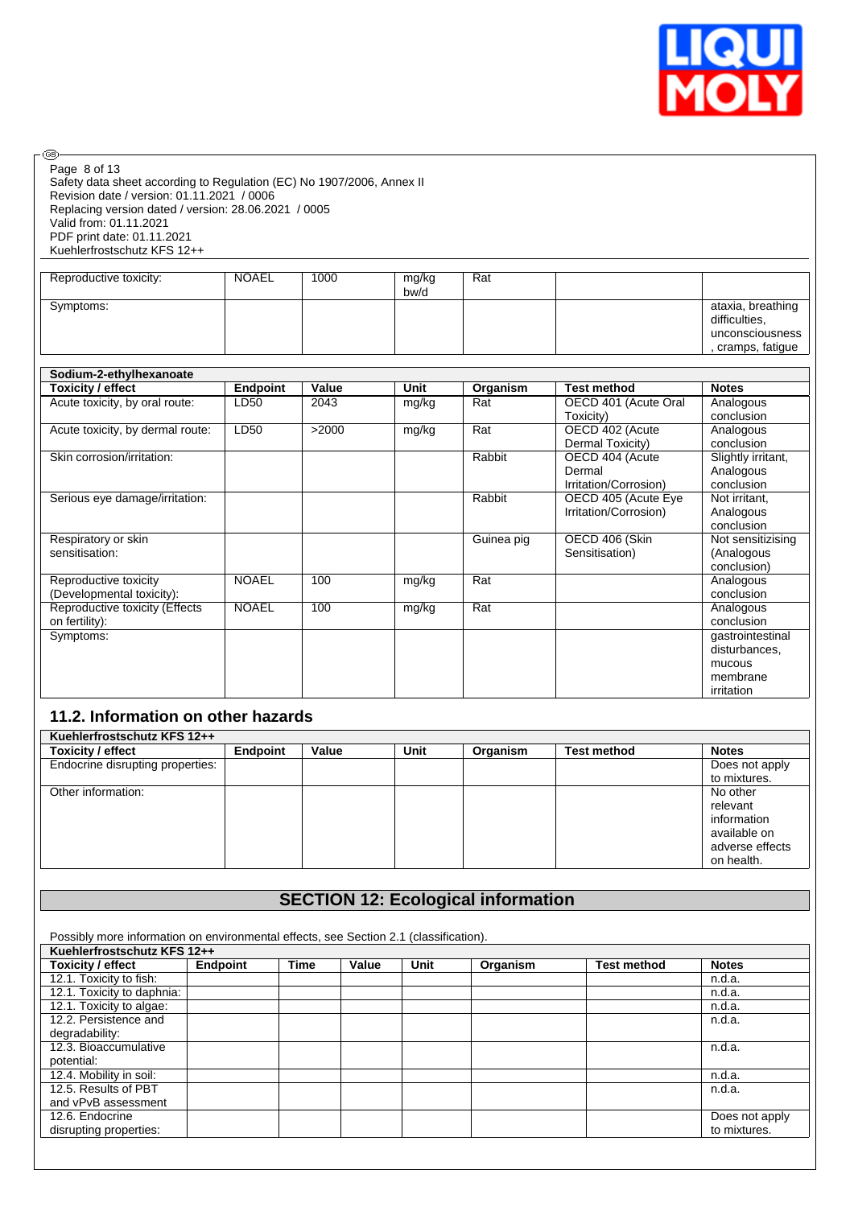| | | | | | | |
|---|---|---|---|---|---|---|
| Reproductive toxicity: | NOAEL | 1000 | mg/kg bw/d | Rat | | |
| Symptoms: | | | | | | ataxia, breathing difficulties, unconsciousness, cramps, fatigue |

| Sodium-2-ethylhexanoate | | | | | | |
|---|---|---|---|---|---|---|
| **Toxicity / effect** | **Endpoint** | **Value** | **Unit** | **Organism** | **Test method** | **Notes** |
| Acute toxicity, by oral route: | LD50 | 2043 | mg/kg | Rat | OECD 401 (Acute Oral Toxicity) | Analogous conclusion |
| Acute toxicity, by dermal route: | LD50 | >2000 | mg/kg | Rat | OECD 402 (Acute Dermal Toxicity) | Analogous conclusion |
| Skin corrosion/irritation: | | | | Rabbit | OECD 404 (Acute Dermal Irritation/Corrosion) | Slightly irritant, Analogous conclusion |
| Serious eye damage/irritation: | | | | Rabbit | OECD 405 (Acute Eye Irritation/Corrosion) | Not irritant, Analogous conclusion |
| Respiratory or skin sensitisation: | | | | Guinea pig | OECD 406 (Skin Sensitisation) | Not sensitizising (Analogous conclusion) |
| Reproductive toxicity (Developmental toxicity): | NOAEL | 100 | mg/kg | Rat | | Analogous conclusion |
| Reproductive toxicity (Effects on fertility): | NOAEL | 100 | mg/kg | Rat | | Analogous conclusion |
| Symptoms: | | | | | | gastrointestinal disturbances, mucous membrane irritation |

## 11.2. Information on other hazards

| Kuehlerfrostschutz KFS 12++ | | | | | | |
|---|---|---|---|---|---|---|
| **Toxicity / effect** | **Endpoint** | **Value** | **Unit** | **Organism** | **Test method** | **Notes** |
| Endocrine disrupting properties: | | | | | | Does not apply to mixtures. |
| Other information: | | | | | | No other relevant information available on adverse effects on health. |

# SECTION 12: Ecological information

Possibly more information on environmental effects, see Section 2.1 (classification).

| Kuehlerfrostschutz KFS 12++ | | | | | | | |
|---|---|---|---|---|---|---|---|
| **Toxicity / effect** | **Endpoint** | **Time** | **Value** | **Unit** | **Organism** | **Test method** | **Notes** |
| 12.1. Toxicity to fish: | | | | | | | n.d.a. |
| 12.1. Toxicity to daphnia: | | | | | | | n.d.a. |
| 12.1. Toxicity to algae: | | | | | | | n.d.a. |
| 12.2. Persistence and degradability: | | | | | | | n.d.a. |
| 12.3. Bioaccumulative potential: | | | | | | | n.d.a. |
| 12.4. Mobility in soil: | | | | | | | n.d.a. |
| 12.5. Results of PBT and vPvB assessment | | | | | | | n.d.a. |
| 12.6. Endocrine disrupting properties: | | | | | | | Does not apply to mixtures. |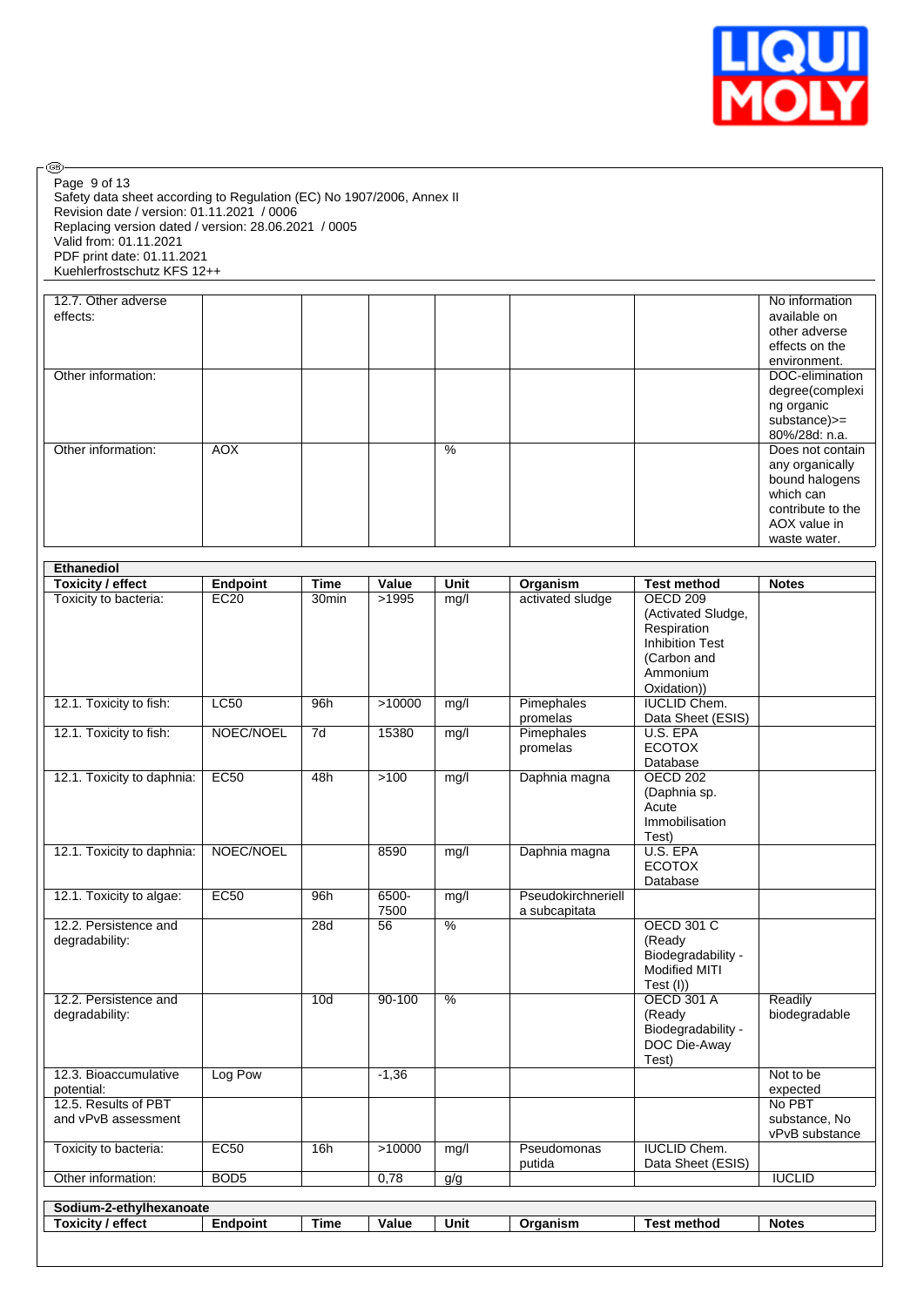| | | | | | | | |
|---|---|---|---|---|---|---|---|
| 12.7. Other adverse effects: | | | | | | | No information available on other adverse effects on the environment. |
| Other information: | | | | | | | DOC-elimination degree(complexing organic substance)>= 80%/28d: n.a. |
| Other information: | AOX | | | % | | | Does not contain any organically bound halogens which can contribute to the AOX value in waste water. |

**Ethanediol**

| Toxicity / effect | Endpoint | Time | Value | Unit | Organism | Test method | Notes |
|---|---|---|---|---|---|---|---|
| Toxicity to bacteria: | EC20 | 30min | >1995 | mg/l | activated sludge | OECD 209 (Activated Sludge, Respiration Inhibition Test (Carbon and Ammonium Oxidation)) | |
| 12.1. Toxicity to fish: | LC50 | 96h | >10000 | mg/l | Pimephales promelas | IUCLID Chem. Data Sheet (ESIS) | |
| 12.1. Toxicity to fish: | NOEC/NOEL | 7d | 15380 | mg/l | Pimephales promelas | U.S. EPA ECOTOX Database | |
| 12.1. Toxicity to daphnia: | EC50 | 48h | >100 | mg/l | Daphnia magna | OECD 202 (Daphnia sp. Acute Immobilisation Test) | |
| 12.1. Toxicity to daphnia: | NOEC/NOEL | | 8590 | mg/l | Daphnia magna | U.S. EPA ECOTOX Database | |
| 12.1. Toxicity to algae: | EC50 | 96h | 6500-7500 | mg/l | Pseudokirchneriella subcapitata | | |
| 12.2. Persistence and degradability: | | 28d | 56 | % | | OECD 301 C (Ready Biodegradability - Modified MITI Test (I)) | |
| 12.2. Persistence and degradability: | | 10d | 90-100 | % | | OECD 301 A (Ready Biodegradability - DOC Die-Away Test) | Readily biodegradable |
| 12.3. Bioaccumulative potential: | Log Pow | | -1,36 | | | | Not to be expected |
| 12.5. Results of PBT and vPvB assessment | | | | | | | No PBT substance, No vPvB substance |
| Toxicity to bacteria: | EC50 | 16h | >10000 | mg/l | Pseudomonas putida | IUCLID Chem. Data Sheet (ESIS) | |
| Other information: | BOD5 | | 0,78 | g/g | | | IUCLID |

**Sodium-2-ethylhexanoate**

| Toxicity / effect | Endpoint | Time | Value | Unit | Organism | Test method | Notes |
|---|---|---|---|---|---|---|---|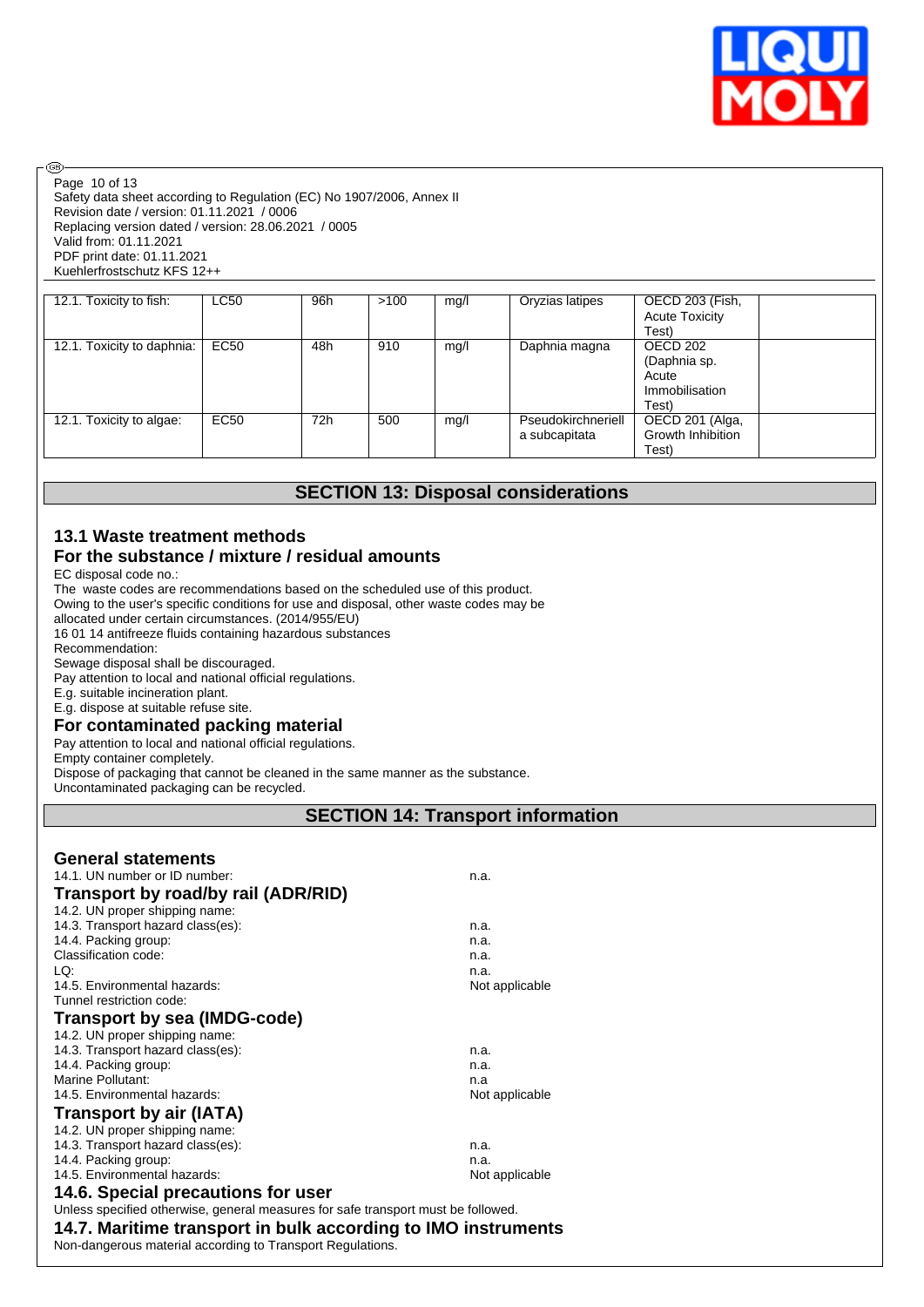| | | | | | | | |
|---|---|---|---|---|---|---|---|
| 12.1. Toxicity to fish: | LC50 | 96h | >100 | mg/l | Oryzias latipes | OECD 203 (Fish, Acute Toxicity Test) | |
| 12.1. Toxicity to daphnia: | EC50 | 48h | 910 | mg/l | Daphnia magna | OECD 202 (Daphnia sp. Acute Immobilisation Test) | |
| 12.1. Toxicity to algae: | EC50 | 72h | 500 | mg/l | Pseudokirchneriella subcapitata | OECD 201 (Alga, Growth Inhibition Test) | |

## SECTION 13: Disposal considerations

### 13.1 Waste treatment methods

### For the substance / mixture / residual amounts

EC disposal code no.:
The waste codes are recommendations based on the scheduled use of this product.
Owing to the user's specific conditions for use and disposal, other waste codes may be allocated under certain circumstances. (2014/955/EU)
16 01 14 antifreeze fluids containing hazardous substances
Recommendation:
Sewage disposal shall be discouraged.
Pay attention to local and national official regulations.
E.g. suitable incineration plant.
E.g. dispose at suitable refuse site.

### For contaminated packing material

Pay attention to local and national official regulations.
Empty container completely.
Dispose of packaging that cannot be cleaned in the same manner as the substance.
Uncontaminated packaging can be recycled.

## SECTION 14: Transport information

### General statements

14.1. UN number or ID number: n.a.

### Transport by road/by rail (ADR/RID)

14.2. UN proper shipping name:
14.3. Transport hazard class(es): n.a.
14.4. Packing group: n.a.
Classification code: n.a.
LQ: n.a.
14.5. Environmental hazards: Not applicable
Tunnel restriction code:

### Transport by sea (IMDG-code)

14.2. UN proper shipping name:
14.3. Transport hazard class(es): n.a.
14.4. Packing group: n.a.
Marine Pollutant: n.a
14.5. Environmental hazards: Not applicable

### Transport by air (IATA)

14.2. UN proper shipping name:
14.3. Transport hazard class(es): n.a.
14.4. Packing group: n.a.
14.5. Environmental hazards: Not applicable

### 14.6. Special precautions for user

Unless specified otherwise, general measures for safe transport must be followed.

### 14.7. Maritime transport in bulk according to IMO instruments

Non-dangerous material according to Transport Regulations.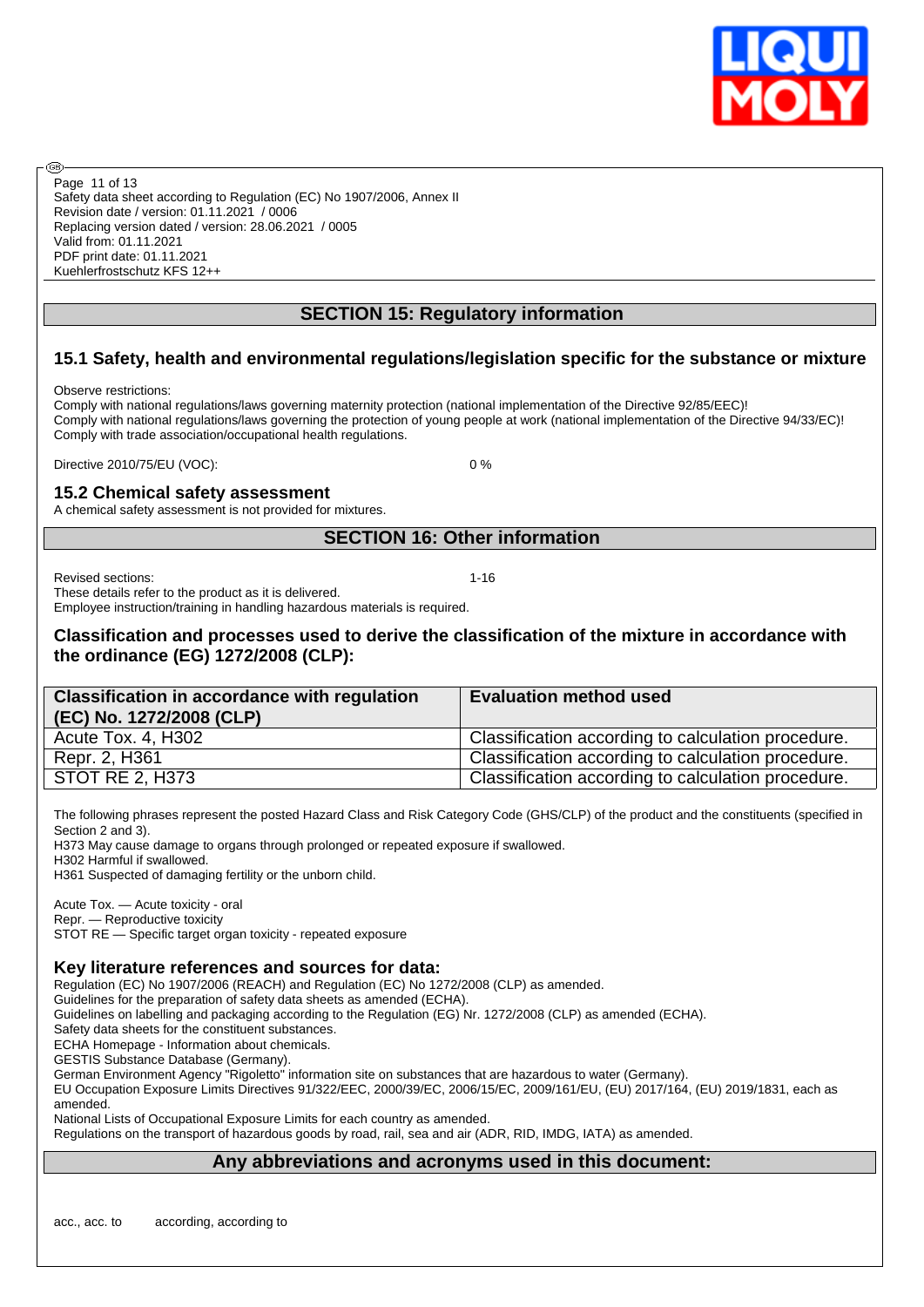## SECTION 15: Regulatory information

### 15.1 Safety, health and environmental regulations/legislation specific for the substance or mixture

Observe restrictions:
Comply with national regulations/laws governing maternity protection (national implementation of the Directive 92/85/EEC)!
Comply with national regulations/laws governing the protection of young people at work (national implementation of the Directive 94/33/EC)!
Comply with trade association/occupational health regulations.

Directive 2010/75/EU (VOC): 0 %

### 15.2 Chemical safety assessment

A chemical safety assessment is not provided for mixtures.

## SECTION 16: Other information

Revised sections: 1-16

These details refer to the product as it is delivered.
Employee instruction/training in handling hazardous materials is required.

### Classification and processes used to derive the classification of the mixture in accordance with the ordinance (EG) 1272/2008 (CLP):

| Classification in accordance with regulation (EC) No. 1272/2008 (CLP) | Evaluation method used |
|---|---|
| Acute Tox. 4, H302 | Classification according to calculation procedure. |
| Repr. 2, H361 | Classification according to calculation procedure. |
| STOT RE 2, H373 | Classification according to calculation procedure. |

The following phrases represent the posted Hazard Class and Risk Category Code (GHS/CLP) of the product and the constituents (specified in Section 2 and 3).
H373 May cause damage to organs through prolonged or repeated exposure if swallowed.
H302 Harmful if swallowed.
H361 Suspected of damaging fertility or the unborn child.

Acute Tox. — Acute toxicity - oral
Repr. — Reproductive toxicity
STOT RE — Specific target organ toxicity - repeated exposure

### Key literature references and sources for data:

Regulation (EC) No 1907/2006 (REACH) and Regulation (EC) No 1272/2008 (CLP) as amended.
Guidelines for the preparation of safety data sheets as amended (ECHA).
Guidelines on labelling and packaging according to the Regulation (EG) Nr. 1272/2008 (CLP) as amended (ECHA).
Safety data sheets for the constituent substances.
ECHA Homepage - Information about chemicals.
GESTIS Substance Database (Germany).
German Environment Agency "Rigoletto" information site on substances that are hazardous to water (Germany).
EU Occupation Exposure Limits Directives 91/322/EEC, 2000/39/EC, 2006/15/EC, 2009/161/EU, (EU) 2017/164, (EU) 2019/1831, each as amended.
National Lists of Occupational Exposure Limits for each country as amended.
Regulations on the transport of hazardous goods by road, rail, sea and air (ADR, RID, IMDG, IATA) as amended.

## Any abbreviations and acronyms used in this document:

acc., acc. to according, according to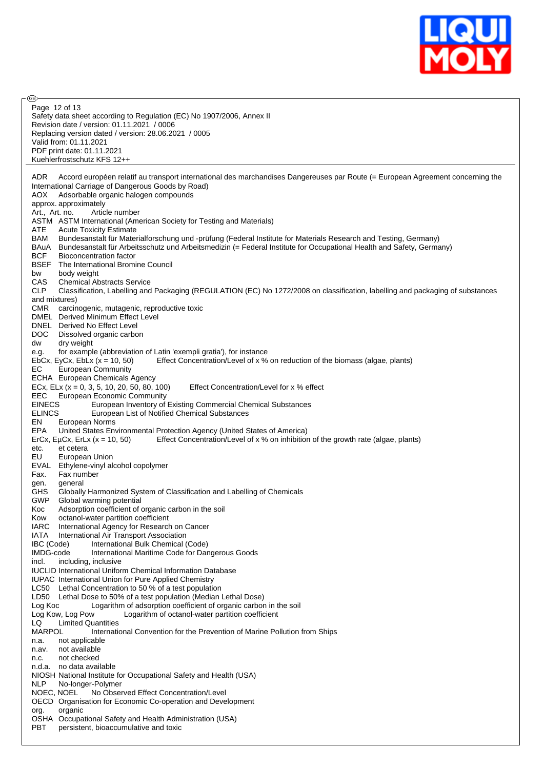Page 12 of 13
Safety data sheet according to Regulation (EC) No 1907/2006, Annex II
Revision date / version: 01.11.2021 / 0006
Replacing version dated / version: 28.06.2021 / 0005
Valid from: 01.11.2021
PDF print date: 01.11.2021
Kuehlerfrostschutz KFS 12++

ADR Accord européen relatif au transport international des marchandises Dangereuses par Route (= European Agreement concerning the International Carriage of Dangerous Goods by Road)
AOX Adsorbable organic halogen compounds
approx. approximately
Art., Art. no. Article number
ASTM ASTM International (American Society for Testing and Materials)
ATE Acute Toxicity Estimate
BAM Bundesanstalt für Materialforschung und -prüfung (Federal Institute for Materials Research and Testing, Germany)
BAuA Bundesanstalt für Arbeitsschutz und Arbeitsmedizin (= Federal Institute for Occupational Health and Safety, Germany)
BCF Bioconcentration factor
BSEF The International Bromine Council
bw body weight
CAS Chemical Abstracts Service
CLP Classification, Labelling and Packaging (REGULATION (EC) No 1272/2008 on classification, labelling and packaging of substances and mixtures)
CMR carcinogenic, mutagenic, reproductive toxic
DMEL Derived Minimum Effect Level
DNEL Derived No Effect Level
DOC Dissolved organic carbon
dw dry weight
e.g. for example (abbreviation of Latin 'exempli gratia'), for instance
EbCx, EyCx, EbLx (x = 10, 50) Effect Concentration/Level of x % on reduction of the biomass (algae, plants)
EC European Community
ECHA European Chemicals Agency
ECx, ELx (x = 0, 3, 5, 10, 20, 50, 80, 100) Effect Concentration/Level for x % effect
EEC European Economic Community
EINECS European Inventory of Existing Commercial Chemical Substances
ELINCS European List of Notified Chemical Substances
EN European Norms
EPA United States Environmental Protection Agency (United States of America)
ErCx, EµCx, ErLx (x = 10, 50) Effect Concentration/Level of x % on inhibition of the growth rate (algae, plants)
etc. et cetera
EU European Union
EVAL Ethylene-vinyl alcohol copolymer
Fax. Fax number
gen. general
GHS Globally Harmonized System of Classification and Labelling of Chemicals
GWP Global warming potential
Koc Adsorption coefficient of organic carbon in the soil
Kow octanol-water partition coefficient
IARC International Agency for Research on Cancer
IATA International Air Transport Association
IBC (Code) International Bulk Chemical (Code)
IMDG-code International Maritime Code for Dangerous Goods
incl. including, inclusive
IUCLID International Uniform Chemical Information Database
IUPAC International Union for Pure Applied Chemistry
LC50 Lethal Concentration to 50 % of a test population
LD50 Lethal Dose to 50% of a test population (Median Lethal Dose)
Log Koc Logarithm of adsorption coefficient of organic carbon in the soil
Log Kow, Log Pow Logarithm of octanol-water partition coefficient
LQ Limited Quantities
MARPOL International Convention for the Prevention of Marine Pollution from Ships
n.a. not applicable
n.av. not available
n.c. not checked
n.d.a. no data available
NIOSH National Institute for Occupational Safety and Health (USA)
NLP No-longer-Polymer
NOEC, NOEL No Observed Effect Concentration/Level
OECD Organisation for Economic Co-operation and Development
org. organic
OSHA Occupational Safety and Health Administration (USA)
PBT persistent, bioaccumulative and toxic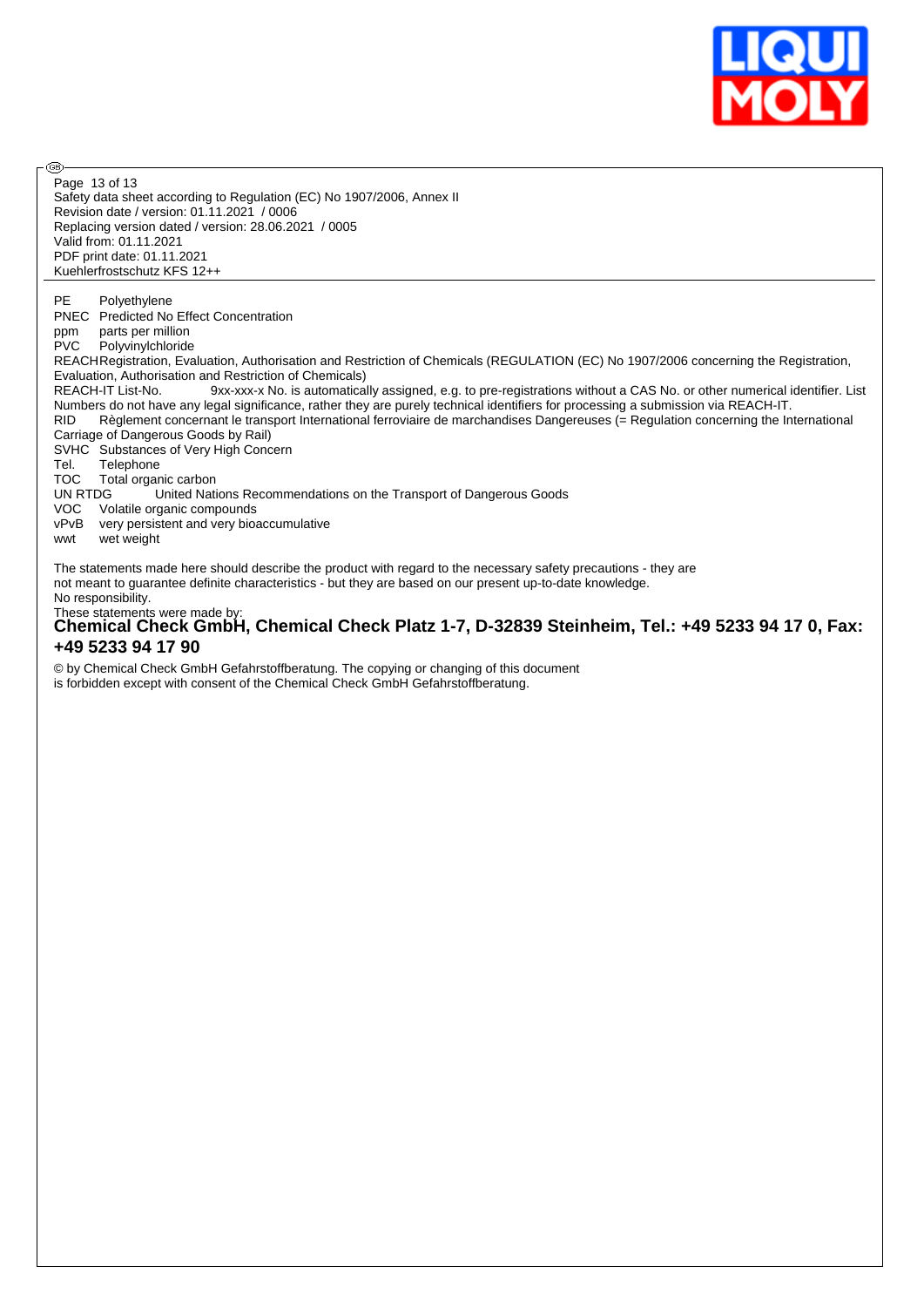PE Polyethylene
PNEC Predicted No Effect Concentration
ppm parts per million
PVC Polyvinylchloride
REACH Registration, Evaluation, Authorisation and Restriction of Chemicals (REGULATION (EC) No 1907/2006 concerning the Registration, Evaluation, Authorisation and Restriction of Chemicals)
REACH-IT List-No. 9xx-xxx-x No. is automatically assigned, e.g. to pre-registrations without a CAS No. or other numerical identifier. List Numbers do not have any legal significance, rather they are purely technical identifiers for processing a submission via REACH-IT.
RID Règlement concernant le transport International ferroviaire de marchandises Dangereuses (= Regulation concerning the International Carriage of Dangerous Goods by Rail)
SVHC Substances of Very High Concern
Tel. Telephone
TOC Total organic carbon
UN RTDG United Nations Recommendations on the Transport of Dangerous Goods
VOC Volatile organic compounds
vPvB very persistent and very bioaccumulative
wwt wet weight

The statements made here should describe the product with regard to the necessary safety precautions - they are not meant to guarantee definite characteristics - but they are based on our present up-to-date knowledge.
No responsibility.
These statements were made by:

**Chemical Check GmbH, Chemical Check Platz 1-7, D-32839 Steinheim, Tel.: +49 5233 94 17 0, Fax: +49 5233 94 17 90**

© by Chemical Check GmbH Gefahrstoffberatung. The copying or changing of this document is forbidden except with consent of the Chemical Check GmbH Gefahrstoffberatung.